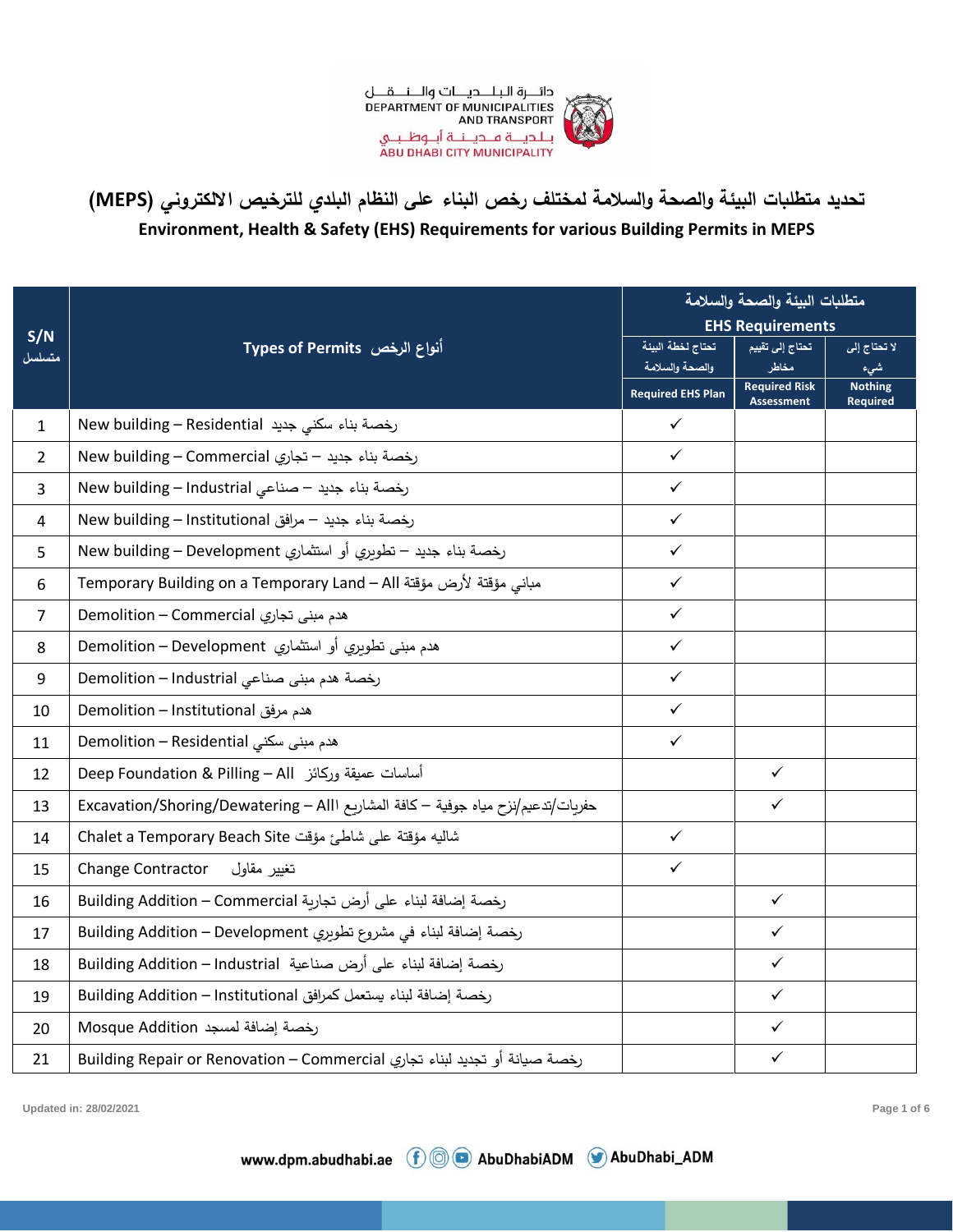دائـــرة البلـــديـــات والـــنـــقـــل
DEPARTMENT OF MUNICIPALITIES AND TRANSPORT
بـلـديــة مـديـنــة أبـوظـبـي
ABU DHABI CITY MUNICIPALITY

# تحديد متطلبات البيئة والصحة والسلامة لمختلف رخص البناء على النظام البلدي للترخيص الالكتروني (MEPS)

## Environment, Health & Safety (EHS) Requirements for various Building Permits in MEPS

| S/N متسلسل | Types of Permits أنواع الرخص | متطلبات البيئة والصحة والسلامة EHS Requirements | | |
|---|---|---|---|---|
| | | تحتاج لخطة البيئة والصحة والسلامة Required EHS Plan | تحتاج إلى تقييم مخاطر Required Risk Assessment | لا تحتاج إلى شيء Nothing Required |
| 1 | New building – Residential رخصة بناء سكني جديد | ✓ | | |
| 2 | New building – Commercial رخصة بناء جديد – تجاري | ✓ | | |
| 3 | New building – Industrial رخصة بناء جديد – صناعي | ✓ | | |
| 4 | New building – Institutional رخصة بناء جديد – مرافق | ✓ | | |
| 5 | New building – Development رخصة بناء جديد – تطويري أو استثماري | ✓ | | |
| 6 | Temporary Building on a Temporary Land – All مباني مؤقتة لأرض مؤقتة | ✓ | | |
| 7 | Demolition – Commercial هدم مبنى تجاري | ✓ | | |
| 8 | Demolition – Development هدم مبنى تطويري أو استثماري | ✓ | | |
| 9 | Demolition – Industrial رخصة هدم مبنى صناعي | ✓ | | |
| 10 | Demolition – Institutional هدم مرفق | ✓ | | |
| 11 | Demolition – Residential هدم مبنى سكني | ✓ | | |
| 12 | Deep Foundation & Pilling – All أساسات عميقة وركائز | | ✓ | |
| 13 | Excavation/Shoring/Dewatering – All حفريات/تدعيم/نزح مياه جوفية – كافة المشاريع | | ✓ | |
| 14 | Chalet a Temporary Beach Site شاليه مؤقتة على شاطئ مؤقت | ✓ | | |
| 15 | Change Contractor تغيير مقاول | ✓ | | |
| 16 | Building Addition – Commercial رخصة إضافة لبناء على أرض تجارية | | ✓ | |
| 17 | Building Addition – Development رخصة إضافة لبناء في مشروع تطويري | | ✓ | |
| 18 | Building Addition – Industrial رخصة إضافة لبناء على أرض صناعية | | ✓ | |
| 19 | Building Addition – Institutional رخصة إضافة لبناء يستعمل كمرافق | | ✓ | |
| 20 | Mosque Addition رخصة إضافة لمسجد | | ✓ | |
| 21 | Building Repair or Renovation – Commercial رخصة صيانة أو تجديد لبناء تجاري | | ✓ | |

Updated in: 28/02/2021

www.dpm.abudhabi.ae AbuDhabiADM AbuDhabi_ADM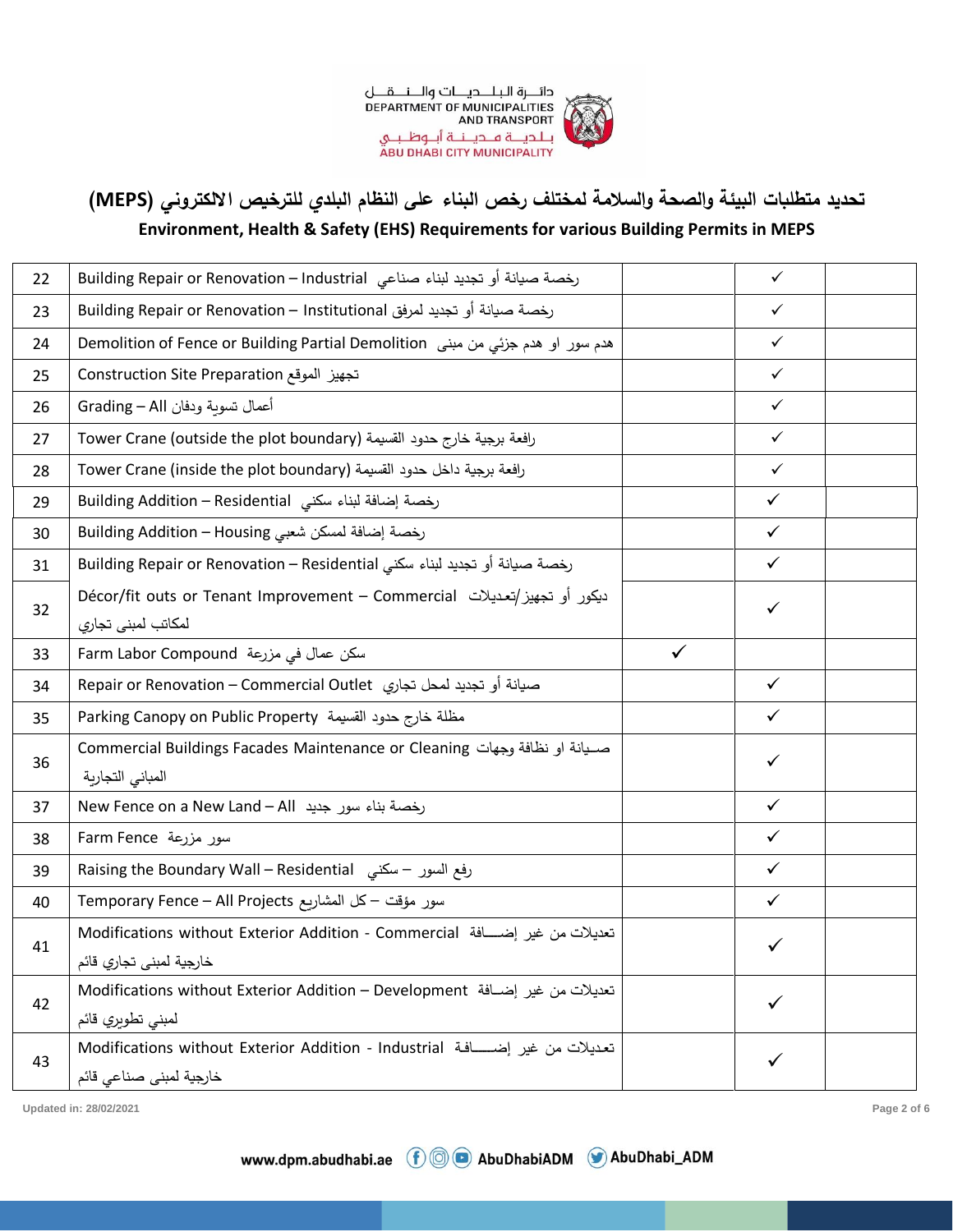# تحديد متطلبات البيئة والصحة والسلامة لمختلف رخص البناء على النظام البلدي للترخيص الالكتروني (MEPS)

## Environment, Health & Safety (EHS) Requirements for various Building Permits in MEPS

| | | | | |
|---|---|---|---|---|
| 22 | Building Repair or Renovation – Industrial رخصة صيانة أو تجديد لبناء صناعي | | ✓ | |
| 23 | Building Repair or Renovation – Institutional رخصة صيانة أو تجديد لمرفق | | ✓ | |
| 24 | Demolition of Fence or Building Partial Demolition هدم سور او هدم جزئي من مبنى | | ✓ | |
| 25 | Construction Site Preparation تجهيز الموقع | | ✓ | |
| 26 | Grading – All أعمال تسوية ودفان | | ✓ | |
| 27 | Tower Crane (outside the plot boundary) رافعة برجية خارج حدود القسيمة | | ✓ | |
| 28 | Tower Crane (inside the plot boundary) رافعة برجية داخل حدود القسيمة | | ✓ | |
| 29 | Building Addition – Residential رخصة إضافة لبناء سكني | | ✓ | |
| 30 | Building Addition – Housing رخصة إضافة لمسكن شعبي | | ✓ | |
| 31 | Building Repair or Renovation – Residential رخصة صيانة أو تجديد لبناء سكني | | ✓ | |
| 32 | Décor/fit outs or Tenant Improvement – Commercial ديكور أو تجهيز/تعديلات لمكاتب لمبنى تجاري | | ✓ | |
| 33 | Farm Labor Compound سكن عمال في مزرعة | ✓ | | |
| 34 | Repair or Renovation – Commercial Outlet صيانة أو تجديد لمحل تجاري | | ✓ | |
| 35 | Parking Canopy on Public Property مظلة خارج حدود القسيمة | | ✓ | |
| 36 | Commercial Buildings Facades Maintenance or Cleaning صيانة او نظافة وجهات المباني التجارية | | ✓ | |
| 37 | New Fence on a New Land – All رخصة بناء سور جديد | | ✓ | |
| 38 | Farm Fence سور مزرعة | | ✓ | |
| 39 | Raising the Boundary Wall – Residential رفع السور – سكني | | ✓ | |
| 40 | Temporary Fence – All Projects سور مؤقت – كل المشاريع | | ✓ | |
| 41 | Modifications without Exterior Addition - Commercial تعديلات من غير إضافة خارجية لمبنى تجاري قائم | | ✓ | |
| 42 | Modifications without Exterior Addition – Development تعديلات من غير إضافة لمبني تطويري قائم | | ✓ | |
| 43 | Modifications without Exterior Addition - Industrial تعديلات من غير إضافة خارجية لمبنى صناعي قائم | | ✓ | |

Updated in: 28/02/2021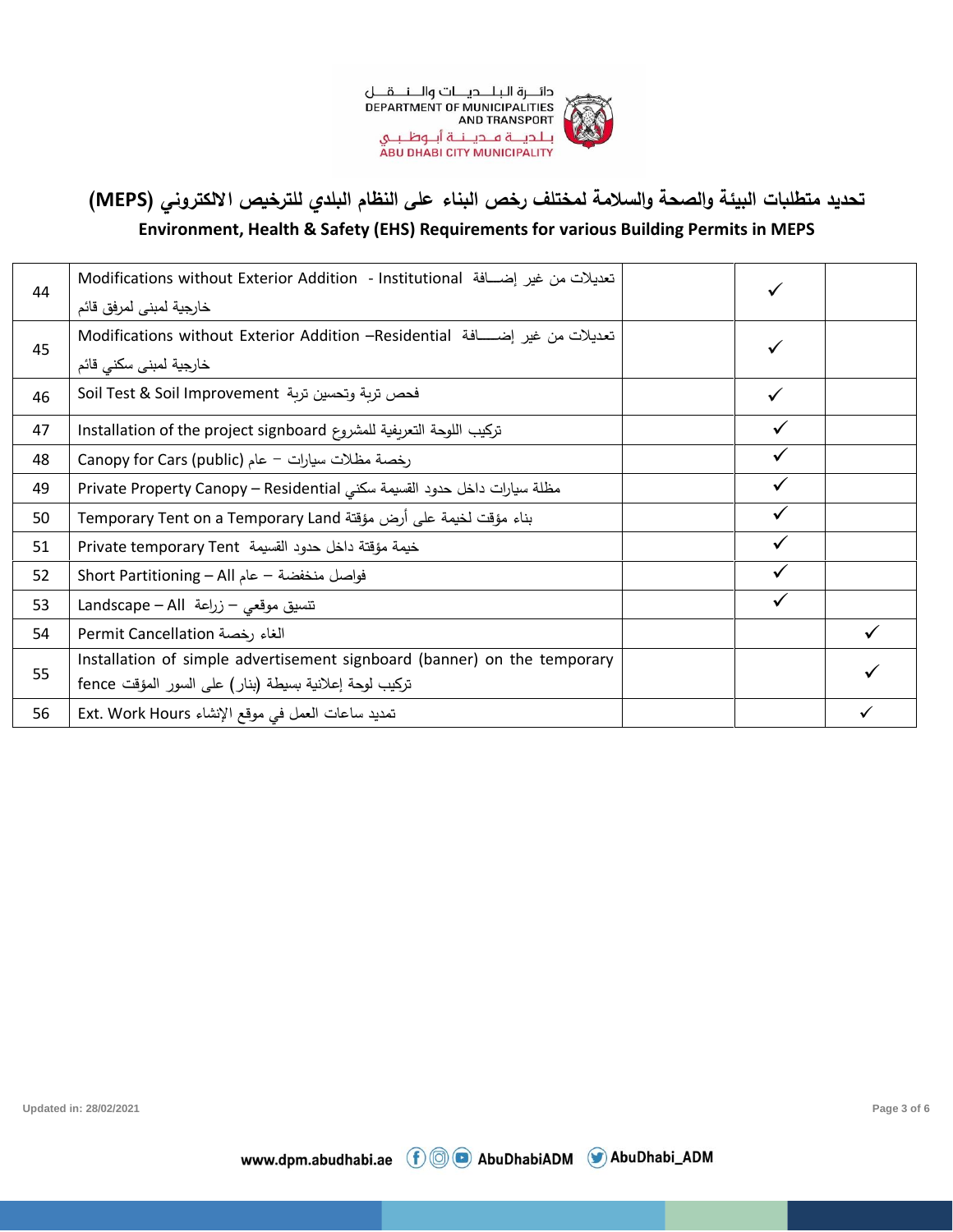# تحديد متطلبات البيئة والصحة والسلامة لمختلف رخص البناء على النظام البلدي للترخيص الالكتروني (MEPS)

## Environment, Health & Safety (EHS) Requirements for various Building Permits in MEPS

| | | | | |
|---|---|---|---|---|
| 44 | Modifications without Exterior Addition - Institutional تعديلات من غير إضـــافة خارجية لمبنى لمرفق قائم | | ✓ | |
| 45 | Modifications without Exterior Addition –Residential تعديلات من غير إضـــافة خارجية لمبنى سكني قائم | | ✓ | |
| 46 | Soil Test & Soil Improvement فحص تربة وتحسين تربة | | ✓ | |
| 47 | Installation of the project signboard تركيب اللوحة التعريفية للمشروع | | ✓ | |
| 48 | Canopy for Cars (public) رخصة مظلات سيارات – عام | | ✓ | |
| 49 | Private Property Canopy – Residential مظلة سيارات داخل حدود القسيمة سكني | | ✓ | |
| 50 | Temporary Tent on a Temporary Land بناء مؤقت لخيمة على أرض مؤقتة | | ✓ | |
| 51 | Private temporary Tent خيمة مؤقتة داخل حدود القسيمة | | ✓ | |
| 52 | Short Partitioning – All فواصل منخفضة – عام | | ✓ | |
| 53 | Landscape – All تنسيق موقعي – زراعة | | ✓ | |
| 54 | Permit Cancellation الغاء رخصة | | | ✓ |
| 55 | Installation of simple advertisement signboard (banner) on the temporary fence تركيب لوحة إعلانية بسيطة (بنار) على السور المؤقت | | | ✓ |
| 56 | Ext. Work Hours تمديد ساعات العمل في موقع الإنشاء | | | ✓ |

Updated in: 28/02/2021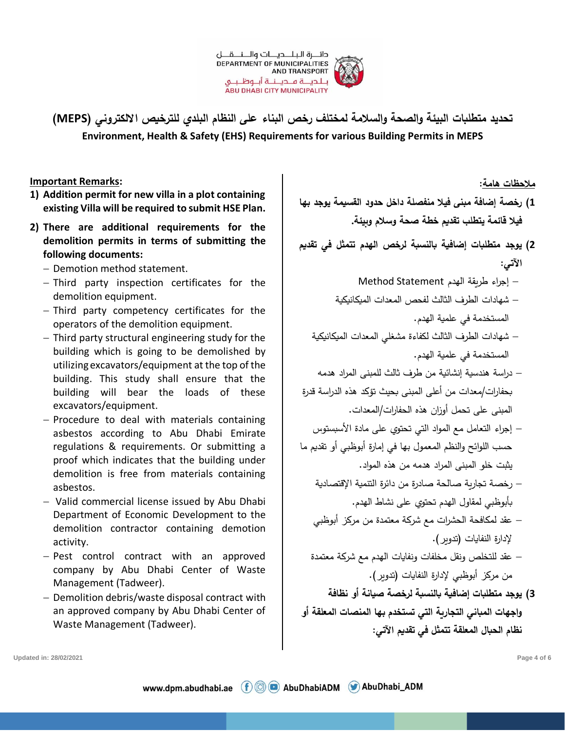# تحديد متطلبات البيئة والصحة والسلامة لمختلف رخص البناء على النظام البلدي للترخيص الالكتروني (MEPS)

## Environment, Health & Safety (EHS) Requirements for various Building Permits in MEPS

**Important Remarks:**

1) **Addition permit for new villa in a plot containing existing Villa will be required to submit HSE Plan.**
2) **There are additional requirements for the demolition permits in terms of submitting the following documents:**
   - Demotion method statement.
   - Third party inspection certificates for the demolition equipment.
   - Third party competency certificates for the operators of the demolition equipment.
   - Third party structural engineering study for the building which is going to be demolished by utilizing excavators/equipment at the top of the building. This study shall ensure that the building will bear the loads of these excavators/equipment.
   - Procedure to deal with materials containing asbestos according to Abu Dhabi Emirate regulations & requirements. Or submitting a proof which indicates that the building under demolition is free from materials containing asbestos.
   - Valid commercial license issued by Abu Dhabi Department of Economic Development to the demolition contractor containing demotion activity.
   - Pest control contract with an approved company by Abu Dhabi Center of Waste Management (Tadweer).
   - Demolition debris/waste disposal contract with an approved company by Abu Dhabi Center of Waste Management (Tadweer).

**ملاحظات هامة:**

1) **رخصة إضافة مبنى فيلا منفصلة داخل حدود القسيمة يوجد بها فيلا قائمة يتطلب تقديم خطة صحة وسلام وبيئة.**
2) **يوجد متطلبات إضافية بالنسبة لرخص الهدم تتمثل في تقديم الآتي:**
   - إجراء طريقة الهدم Method Statement
   - شهادات الطرف الثالث لفحص المعدات الميكانيكية المستخدمة في علمية الهدم.
   - شهادات الطرف الثالث لكفاءة مشغلي المعدات الميكانيكية المستخدمة في علمية الهدم.
   - دراسة هندسية إنشائية من طرف ثالث للمبنى المراد هدمه بحفارات/معدات من أعلى المبنى بحيث تؤكد هذه الدراسة قدرة المبنى على تحمل أوزان هذه الحفارات/المعدات.
   - إجراء التعامل مع المواد التي تحتوي على مادة الأسبستوس حسب اللوائح والنظم المعمول بها في إمارة أبوظبي أو تقديم ما يثبت خلو المبنى المراد هدمه من هذه المواد.
   - رخصة تجارية صالحة صادرة من دائرة التنمية الإقتصادية بأبوظبي لمقاول الهدم تحتوي على نشاط الهدم.
   - عقد لمكافحة الحشرات مع شركة معتمدة من مركز أبوظبي لإدارة النفايات (تدوير).
   - عقد للتخلص ونقل مخلفات ونفايات الهدم مع شركة معتمدة من مركز أبوظبي لإدارة النفايات (تدوير).
3) **يوجد متطلبات إضافية بالنسبة لرخصة صيانة أو نظافة واجهات المباني التجارية التي تستخدم بها المنصات المعلقة أو نظام الحبال المعلقة تتمثل في تقديم الآتي:**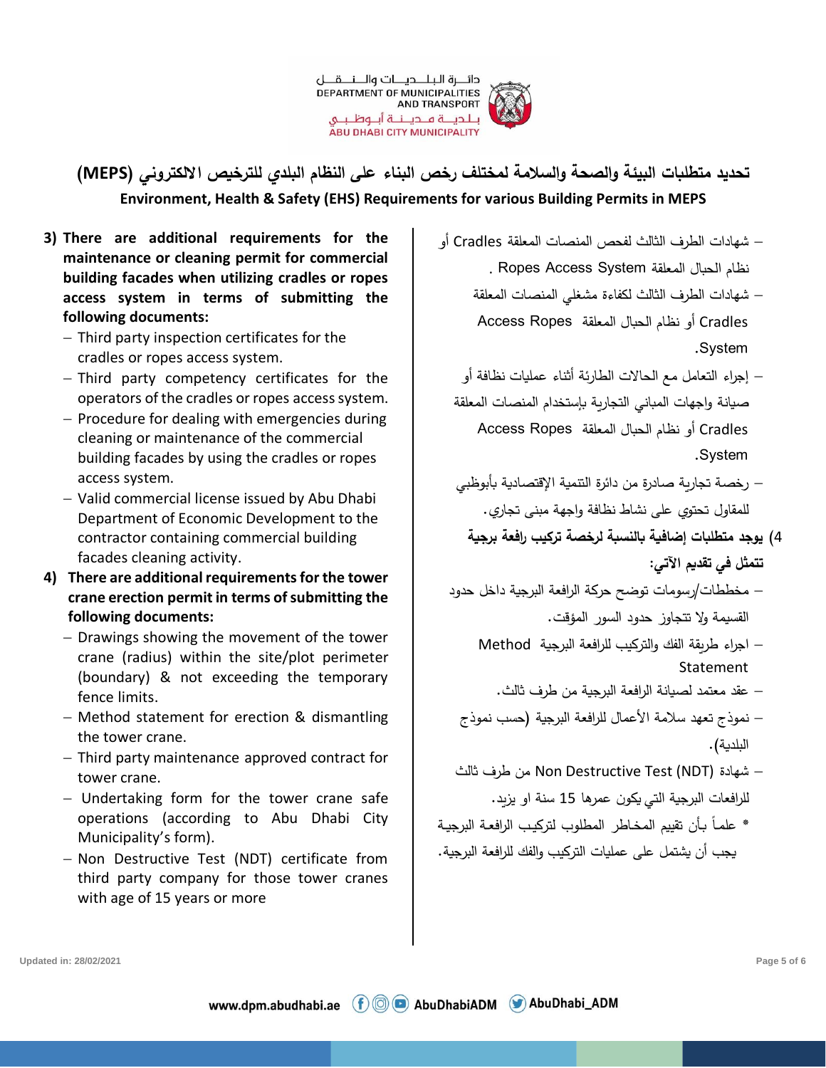# تحديد متطلبات البيئة والصحة والسلامة لمختلف رخص البناء على النظام البلدي للترخيص الالكتروني (MEPS)

## Environment, Health & Safety (EHS) Requirements for various Building Permits in MEPS

**3) There are additional requirements for the maintenance or cleaning permit for commercial building facades when utilizing cradles or ropes access system in terms of submitting the following documents:**

- Third party inspection certificates for the cradles or ropes access system.
- Third party competency certificates for the operators of the cradles or ropes access system.
- Procedure for dealing with emergencies during cleaning or maintenance of the commercial building facades by using the cradles or ropes access system.
- Valid commercial license issued by Abu Dhabi Department of Economic Development to the contractor containing commercial building facades cleaning activity.

**4) There are additional requirements for the tower crane erection permit in terms of submitting the following documents:**

- Drawings showing the movement of the tower crane (radius) within the site/plot perimeter (boundary) & not exceeding the temporary fence limits.
- Method statement for erection & dismantling the tower crane.
- Third party maintenance approved contract for tower crane.
- Undertaking form for the tower crane safe operations (according to Abu Dhabi City Municipality's form).
- Non Destructive Test (NDT) certificate from third party company for those tower cranes with age of 15 years or more

- شهادات الطرف الثالث لفحص المنصات المعلقة Cradles أو نظام الحبال المعلقة Ropes Access System .
- شهادات الطرف الثالث لكفاءة مشغلي المنصات المعلقة Cradles أو نظام الحبال المعلقة Access Ropes System.
- إجراء التعامل مع الحالات الطارئة أثناء عمليات نظافة أو صيانة واجهات المباني التجارية بإستخدام المنصات المعلقة Cradles أو نظام الحبال المعلقة Access Ropes System.
- رخصة تجارية صادرة من دائرة التنمية الإقتصادية بأبوظبي للمقاول تحتوي على نشاط نظافة واجهة مبنى تجاري.

**4) يوجد متطلبات إضافية بالنسبة لرخصة تركيب رافعة برجية تتمثل في تقديم الآتي:**

- مخططات/رسومات توضح حركة الرافعة البرجية داخل حدود القسيمة ولا تتجاوز حدود السور المؤقت.
- اجراء طريقة الفك والتركيب للرافعة البرجية Method Statement
- عقد معتمد لصيانة الرافعة البرجية من طرف ثالث.
- نموذج تعهد سلامة الأعمال للرافعة البرجية (حسب نموذج البلدية).
- شهادة Non Destructive Test (NDT) من طرف ثالث للرافعات البرجية التي يكون عمرها 15 سنة او يزيد.

\* علماً بأن تقييم المخاطر المطلوب لتركيب الرافعة البرجية يجب أن يشتمل على عمليات التركيب والفك للرافعة البرجية.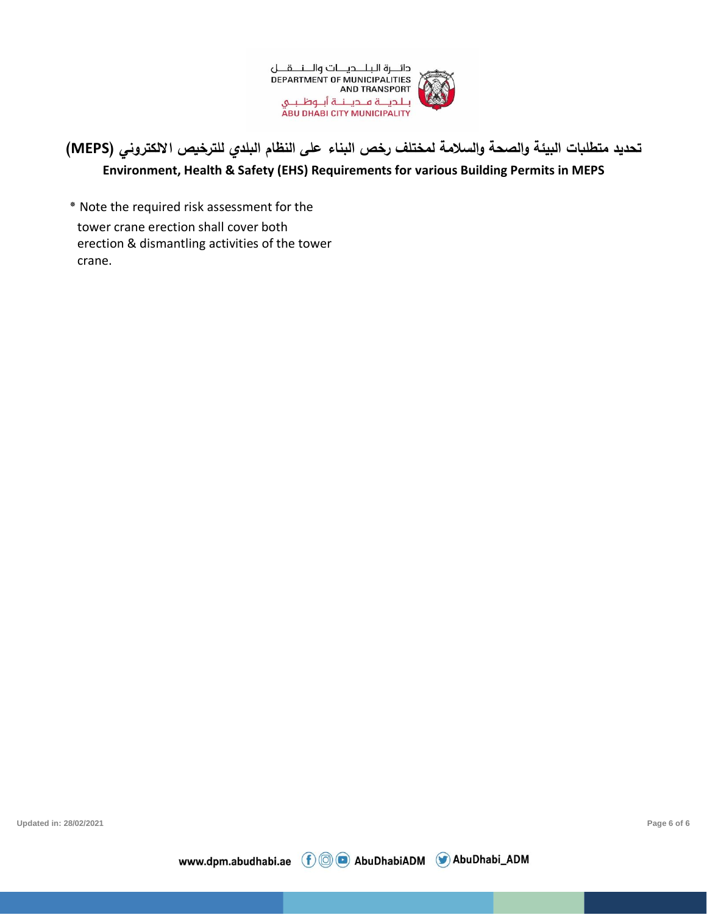\* Note the required risk assessment for the tower crane erection shall cover both erection & dismantling activities of the tower crane.